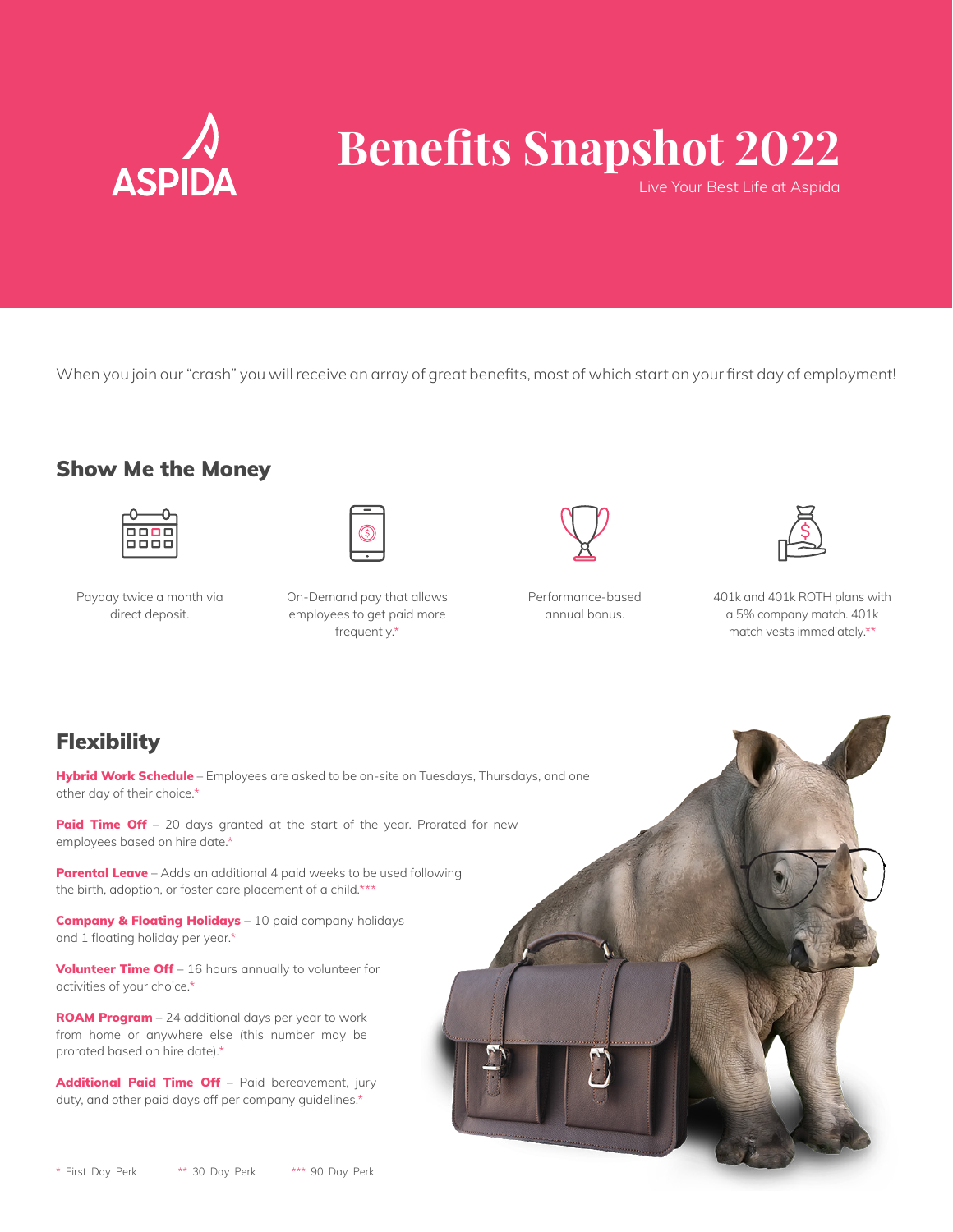ASPIDA

# Benefits Snapshot 2022

Live Your Best Life at Aspida

When you join our "crash" you will receive an array of great benefits, most of which start on your first day of employment!

## Show Me the Money

Payday twice a month via direct deposit.

On-Demand pay that allows employees to get paid more frequently.*

Performance-based annual bonus.

401k and 401k ROTH plans with a 5% company match. 401k match vests immediately.**

## Flexibility

**Hybrid Work Schedule** – Employees are asked to be on-site on Tuesdays, Thursdays, and one other day of their choice.*

**Paid Time Off** – 20 days granted at the start of the year. Prorated for new employees based on hire date.*

**Parental Leave** – Adds an additional 4 paid weeks to be used following the birth, adoption, or foster care placement of a child.***

**Company & Floating Holidays** – 10 paid company holidays and 1 floating holiday per year.*

**Volunteer Time Off** – 16 hours annually to volunteer for activities of your choice.*

**ROAM Program** – 24 additional days per year to work from home or anywhere else (this number may be prorated based on hire date).*

**Additional Paid Time Off** – Paid bereavement, jury duty, and other paid days off per company guidelines.*

* First Day Perk ** 30 Day Perk *** 90 Day Perk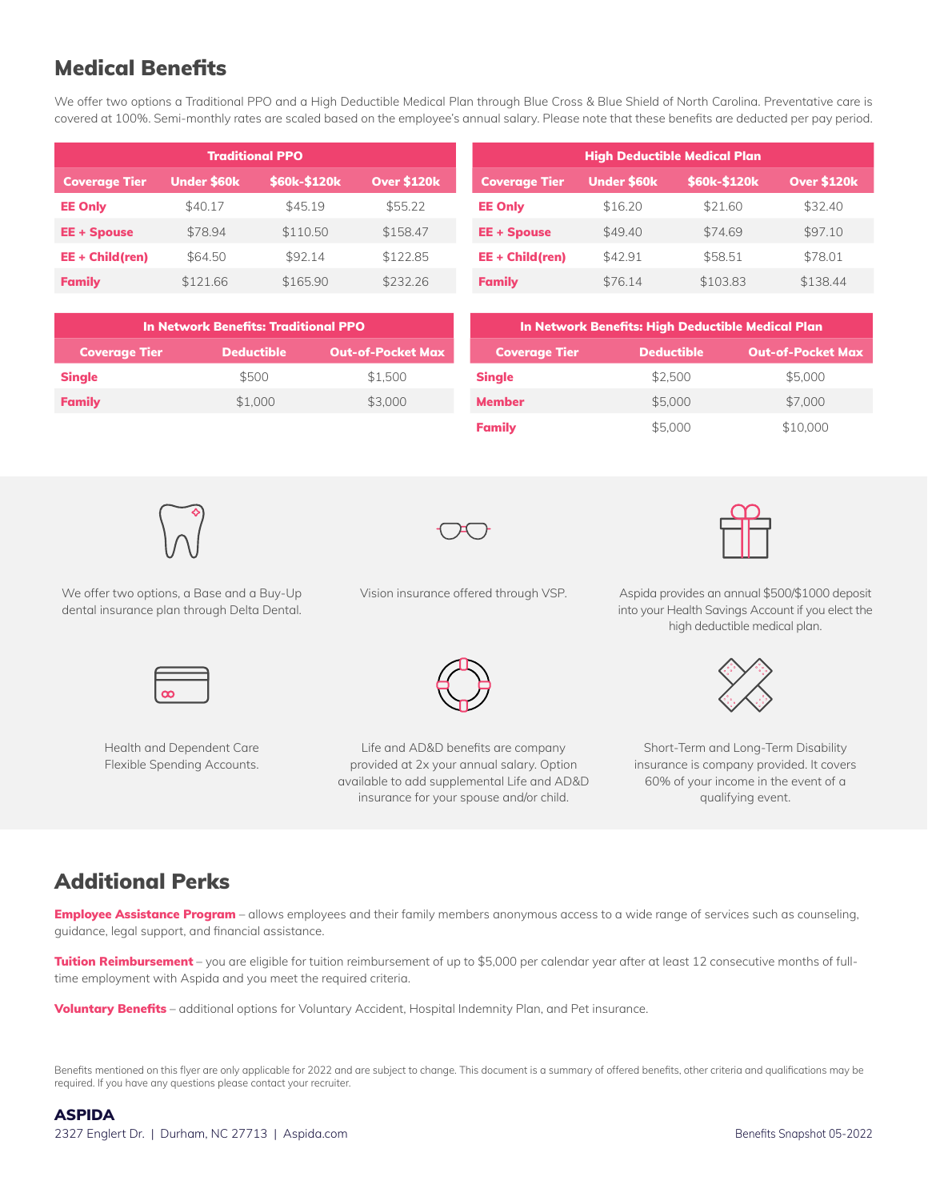## Medical Benefits

We offer two options a Traditional PPO and a High Deductible Medical Plan through Blue Cross & Blue Shield of North Carolina. Preventative care is covered at 100%. Semi-monthly rates are scaled based on the employee's annual salary. Please note that these benefits are deducted per pay period.

| Traditional PPO | | | |
|---|---|---|---|
| **Coverage Tier** | **Under $60k** | **$60k-$120k** | **Over $120k** |
| **EE Only** | $40.17 | $45.19 | $55.22 |
| **EE + Spouse** | $78.94 | $110.50 | $158.47 |
| **EE + Child(ren)** | $64.50 | $92.14 | $122.85 |
| **Family** | $121.66 | $165.90 | $232.26 |

| High Deductible Medical Plan | | | |
|---|---|---|---|
| **Coverage Tier** | **Under $60k** | **$60k-$120k** | **Over $120k** |
| **EE Only** | $16.20 | $21.60 | $32.40 |
| **EE + Spouse** | $49.40 | $74.69 | $97.10 |
| **EE + Child(ren)** | $42.91 | $58.51 | $78.01 |
| **Family** | $76.14 | $103.83 | $138.44 |

| In Network Benefits: Traditional PPO | | |
|---|---|---|
| **Coverage Tier** | **Deductible** | **Out-of-Pocket Max** |
| **Single** | $500 | $1,500 |
| **Family** | $1,000 | $3,000 |

| In Network Benefits: High Deductible Medical Plan | | |
|---|---|---|
| **Coverage Tier** | **Deductible** | **Out-of-Pocket Max** |
| **Single** | $2,500 | $5,000 |
| **Member** | $5,000 | $7,000 |
| **Family** | $5,000 | $10,000 |

We offer two options, a Base and a Buy-Up dental insurance plan through Delta Dental.

Vision insurance offered through VSP.

Aspida provides an annual $500/$1000 deposit into your Health Savings Account if you elect the high deductible medical plan.

Health and Dependent Care Flexible Spending Accounts.

Life and AD&D benefits are company provided at 2x your annual salary. Option available to add supplemental Life and AD&D insurance for your spouse and/or child.

Short-Term and Long-Term Disability insurance is company provided. It covers 60% of your income in the event of a qualifying event.

## Additional Perks

**Employee Assistance Program** – allows employees and their family members anonymous access to a wide range of services such as counseling, guidance, legal support, and financial assistance.

**Tuition Reimbursement** – you are eligible for tuition reimbursement of up to $5,000 per calendar year after at least 12 consecutive months of full-time employment with Aspida and you meet the required criteria.

**Voluntary Benefits** – additional options for Voluntary Accident, Hospital Indemnity Plan, and Pet insurance.

Benefits mentioned on this flyer are only applicable for 2022 and are subject to change. This document is a summary of offered benefits, other criteria and qualifications may be required. If you have any questions please contact your recruiter.

**ASPIDA**

2327 Englert Dr. | Durham, NC 27713 | Aspida.com

Benefits Snapshot 05-2022